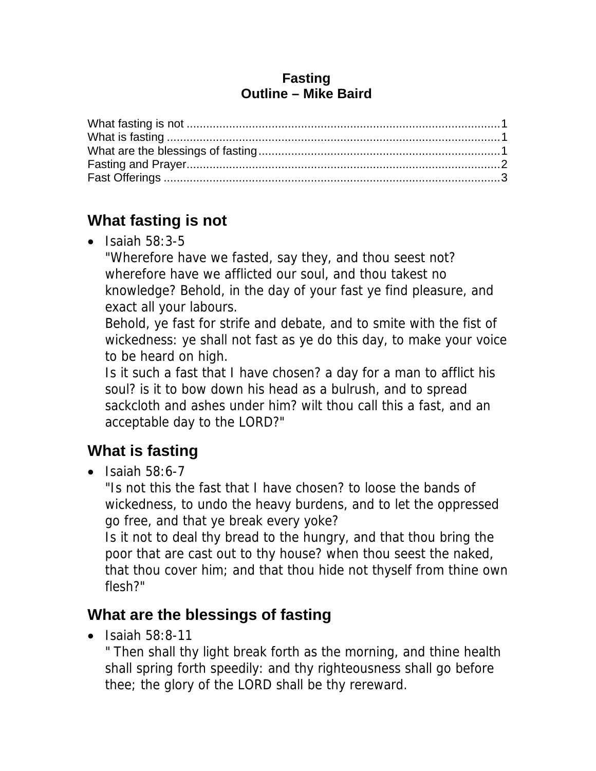**Fasting**
**Outline – Mike Baird**

What fasting is not ........................................................................................1
What is fasting ..............................................................................................1
What are the blessings of fasting...................................................................1
Fasting and Prayer.........................................................................................2
Fast Offerings ................................................................................................3

## What fasting is not

- Isaiah 58:3-5
  "Wherefore have we fasted, say they, and thou seest not? wherefore have we afflicted our soul, and thou takest no knowledge? Behold, in the day of your fast ye find pleasure, and exact all your labours.
  Behold, ye fast for strife and debate, and to smite with the fist of wickedness: ye shall not fast as ye do this day, to make your voice to be heard on high.
  Is it such a fast that I have chosen? a day for a man to afflict his soul? is it to bow down his head as a bulrush, and to spread sackcloth and ashes under him? wilt thou call this a fast, and an acceptable day to the LORD?"

## What is fasting

- Isaiah 58:6-7
  "Is not this the fast that I have chosen? to loose the bands of wickedness, to undo the heavy burdens, and to let the oppressed go free, and that ye break every yoke?
  Is it not to deal thy bread to the hungry, and that thou bring the poor that are cast out to thy house? when thou seest the naked, that thou cover him; and that thou hide not thyself from thine own flesh?"

## What are the blessings of fasting

- Isaiah 58:8-11
  " Then shall thy light break forth as the morning, and thine health shall spring forth speedily: and thy righteousness shall go before thee; the glory of the LORD shall be thy rereward.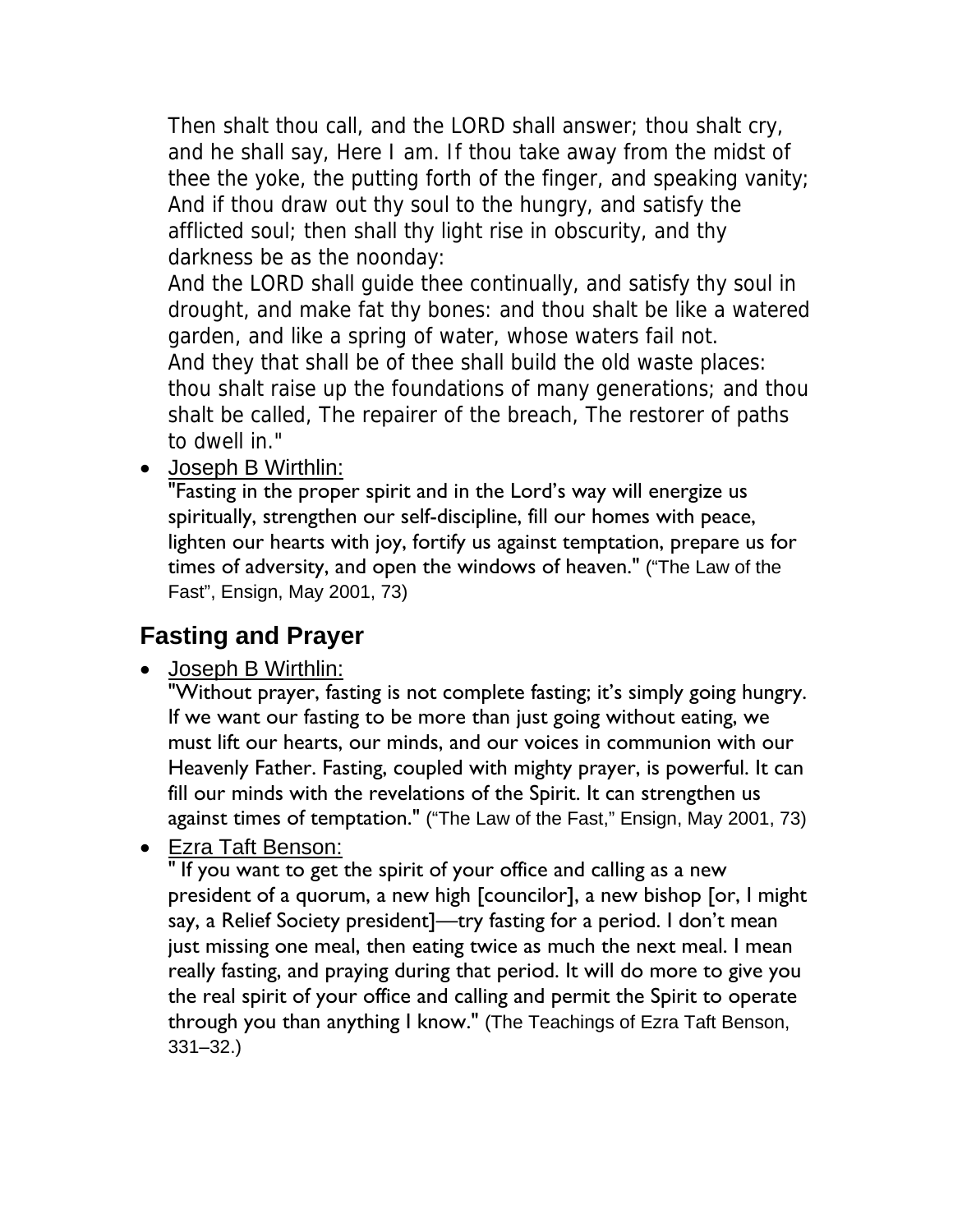Then shalt thou call, and the LORD shall answer; thou shalt cry, and he shall say, Here I am. If thou take away from the midst of thee the yoke, the putting forth of the finger, and speaking vanity; And if thou draw out thy soul to the hungry, and satisfy the afflicted soul; then shall thy light rise in obscurity, and thy darkness be as the noonday:
And the LORD shall guide thee continually, and satisfy thy soul in drought, and make fat thy bones: and thou shalt be like a watered garden, and like a spring of water, whose waters fail not.
And they that shall be of thee shall build the old waste places: thou shalt raise up the foundations of many generations; and thou shalt be called, The repairer of the breach, The restorer of paths to dwell in."

- Joseph B Wirthlin:
"Fasting in the proper spirit and in the Lord's way will energize us spiritually, strengthen our self-discipline, fill our homes with peace, lighten our hearts with joy, fortify us against temptation, prepare us for times of adversity, and open the windows of heaven." ("The Law of the Fast", Ensign, May 2001, 73)

## Fasting and Prayer

- Joseph B Wirthlin:
"Without prayer, fasting is not complete fasting; it's simply going hungry. If we want our fasting to be more than just going without eating, we must lift our hearts, our minds, and our voices in communion with our Heavenly Father. Fasting, coupled with mighty prayer, is powerful. It can fill our minds with the revelations of the Spirit. It can strengthen us against times of temptation." ("The Law of the Fast," Ensign, May 2001, 73)
- Ezra Taft Benson:
" If you want to get the spirit of your office and calling as a new president of a quorum, a new high [councilor], a new bishop [or, I might say, a Relief Society president]—try fasting for a period. I don't mean just missing one meal, then eating twice as much the next meal. I mean really fasting, and praying during that period. It will do more to give you the real spirit of your office and calling and permit the Spirit to operate through you than anything I know." (The Teachings of Ezra Taft Benson, 331–32.)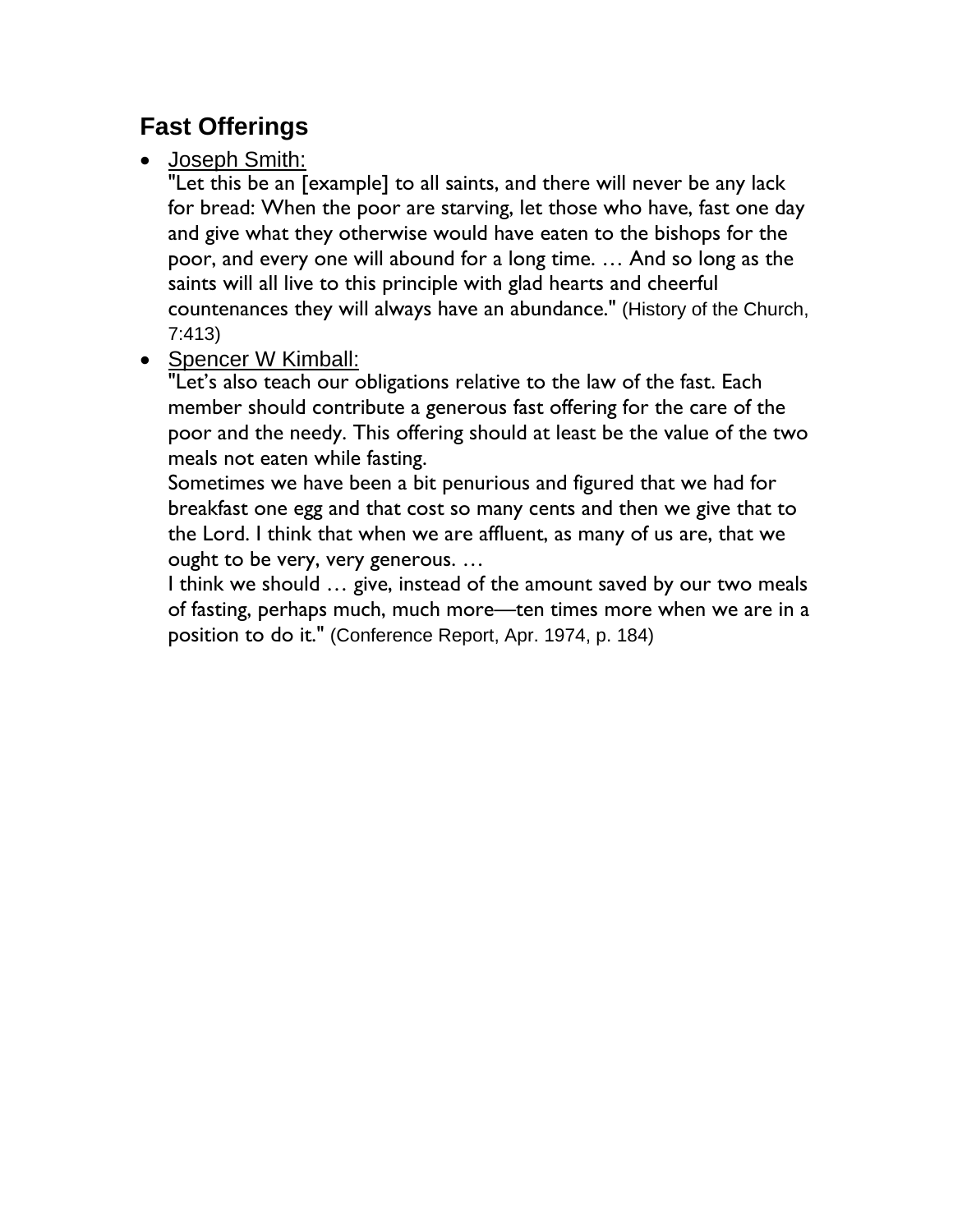## Fast Offerings

- Joseph Smith:
  "Let this be an [example] to all saints, and there will never be any lack for bread: When the poor are starving, let those who have, fast one day and give what they otherwise would have eaten to the bishops for the poor, and every one will abound for a long time. … And so long as the saints will all live to this principle with glad hearts and cheerful countenances they will always have an abundance." (History of the Church, 7:413)
- Spencer W Kimball:
  "Let's also teach our obligations relative to the law of the fast. Each member should contribute a generous fast offering for the care of the poor and the needy. This offering should at least be the value of the two meals not eaten while fasting.
  Sometimes we have been a bit penurious and figured that we had for breakfast one egg and that cost so many cents and then we give that to the Lord. I think that when we are affluent, as many of us are, that we ought to be very, very generous. …
  I think we should … give, instead of the amount saved by our two meals of fasting, perhaps much, much more—ten times more when we are in a position to do it." (Conference Report, Apr. 1974, p. 184)